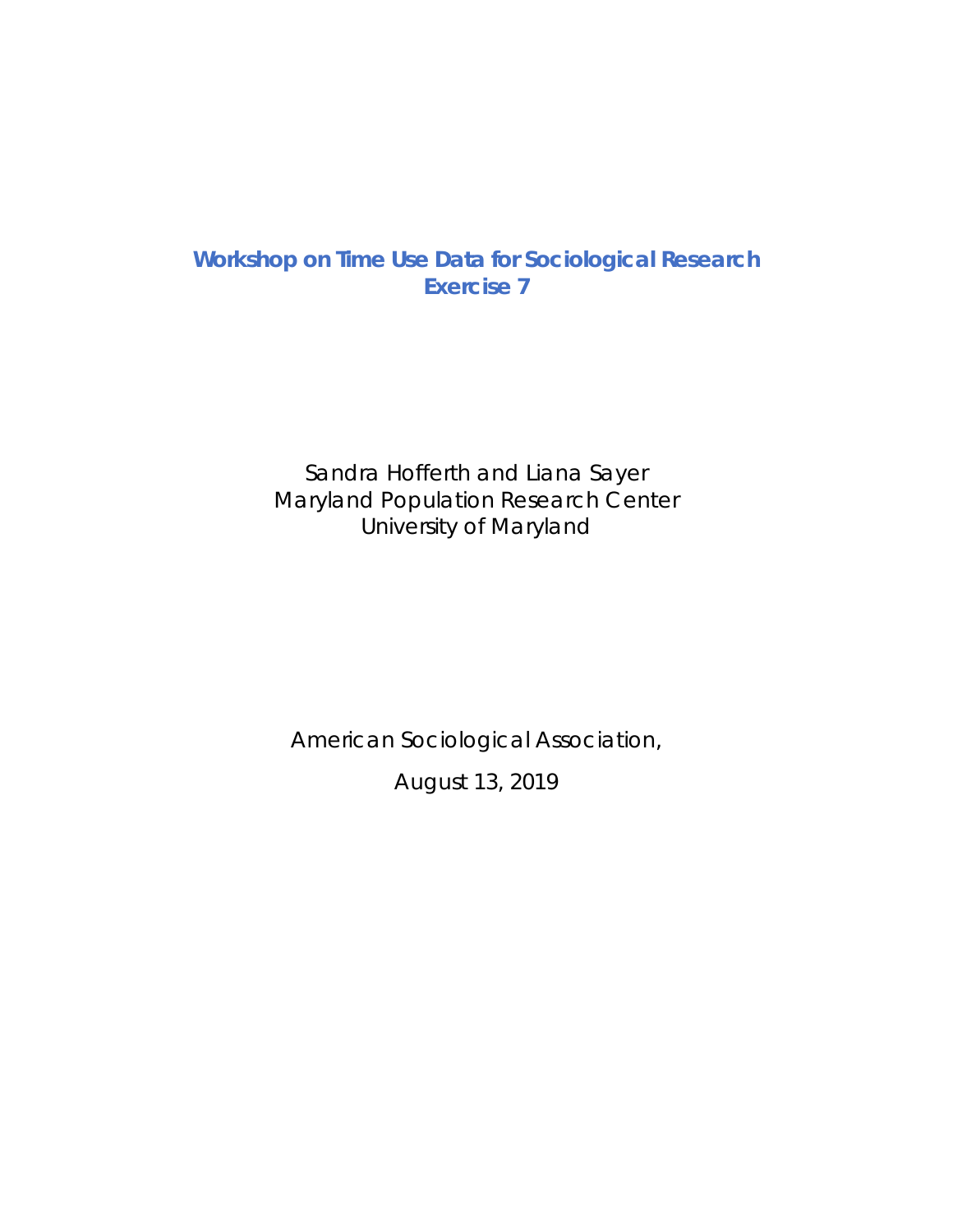# Workshop on Time Use Data for Sociological Research
## Exercise 7

Sandra Hofferth and Liana Sayer
Maryland Population Research Center
University of Maryland

American Sociological Association,

August 13, 2019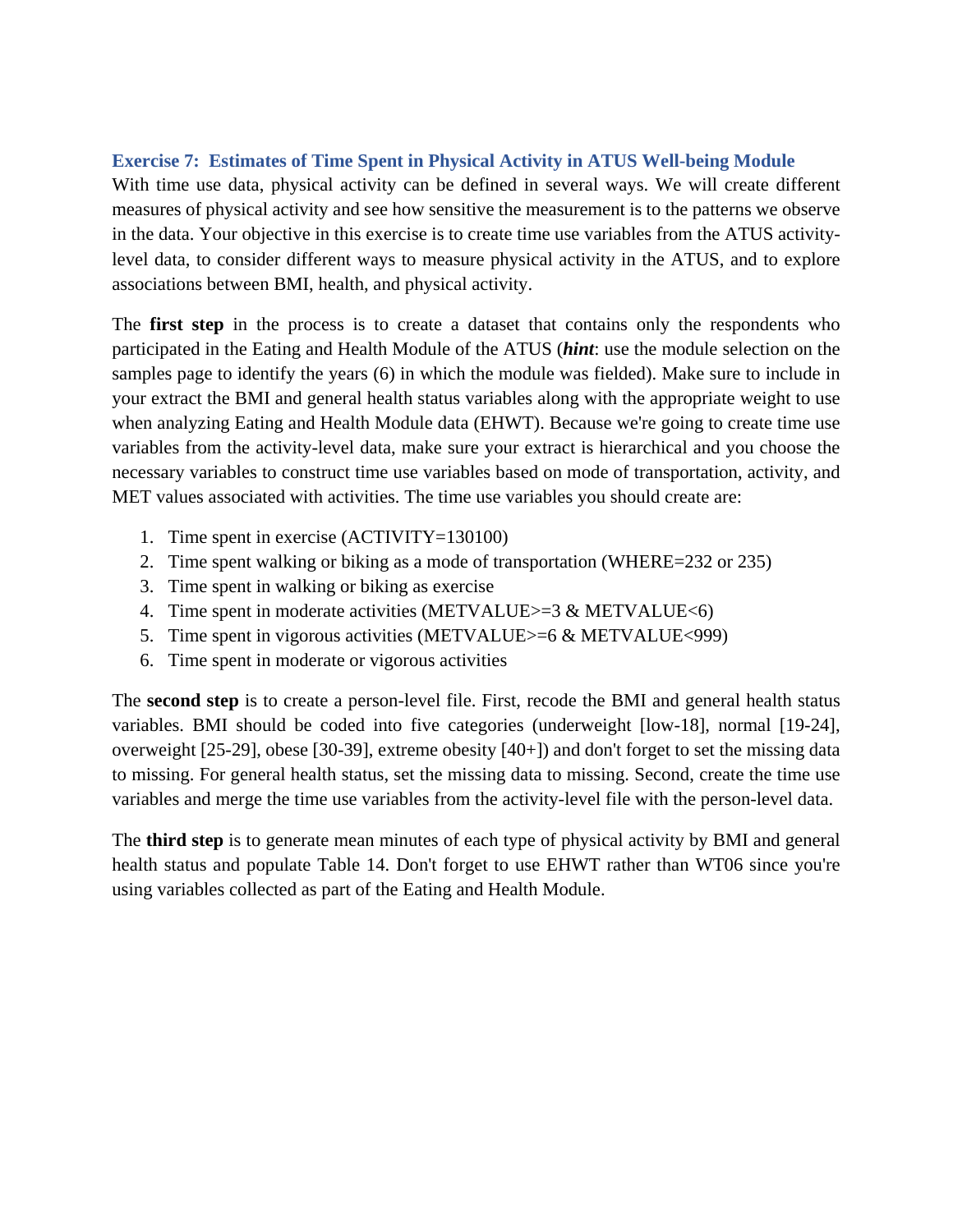### Exercise 7: Estimates of Time Spent in Physical Activity in ATUS Well-being Module

With time use data, physical activity can be defined in several ways. We will create different measures of physical activity and see how sensitive the measurement is to the patterns we observe in the data. Your objective in this exercise is to create time use variables from the ATUS activity-level data, to consider different ways to measure physical activity in the ATUS, and to explore associations between BMI, health, and physical activity.

The **first step** in the process is to create a dataset that contains only the respondents who participated in the Eating and Health Module of the ATUS (***hint***: use the module selection on the samples page to identify the years (6) in which the module was fielded). Make sure to include in your extract the BMI and general health status variables along with the appropriate weight to use when analyzing Eating and Health Module data (EHWT). Because we're going to create time use variables from the activity-level data, make sure your extract is hierarchical and you choose the necessary variables to construct time use variables based on mode of transportation, activity, and MET values associated with activities. The time use variables you should create are:

1. Time spent in exercise (ACTIVITY=130100)
2. Time spent walking or biking as a mode of transportation (WHERE=232 or 235)
3. Time spent in walking or biking as exercise
4. Time spent in moderate activities (METVALUE>=3 & METVALUE<6)
5. Time spent in vigorous activities (METVALUE>=6 & METVALUE<999)
6. Time spent in moderate or vigorous activities

The **second step** is to create a person-level file. First, recode the BMI and general health status variables. BMI should be coded into five categories (underweight [low-18], normal [19-24], overweight [25-29], obese [30-39], extreme obesity [40+]) and don't forget to set the missing data to missing. For general health status, set the missing data to missing. Second, create the time use variables and merge the time use variables from the activity-level file with the person-level data.

The **third step** is to generate mean minutes of each type of physical activity by BMI and general health status and populate Table 14. Don't forget to use EHWT rather than WT06 since you're using variables collected as part of the Eating and Health Module.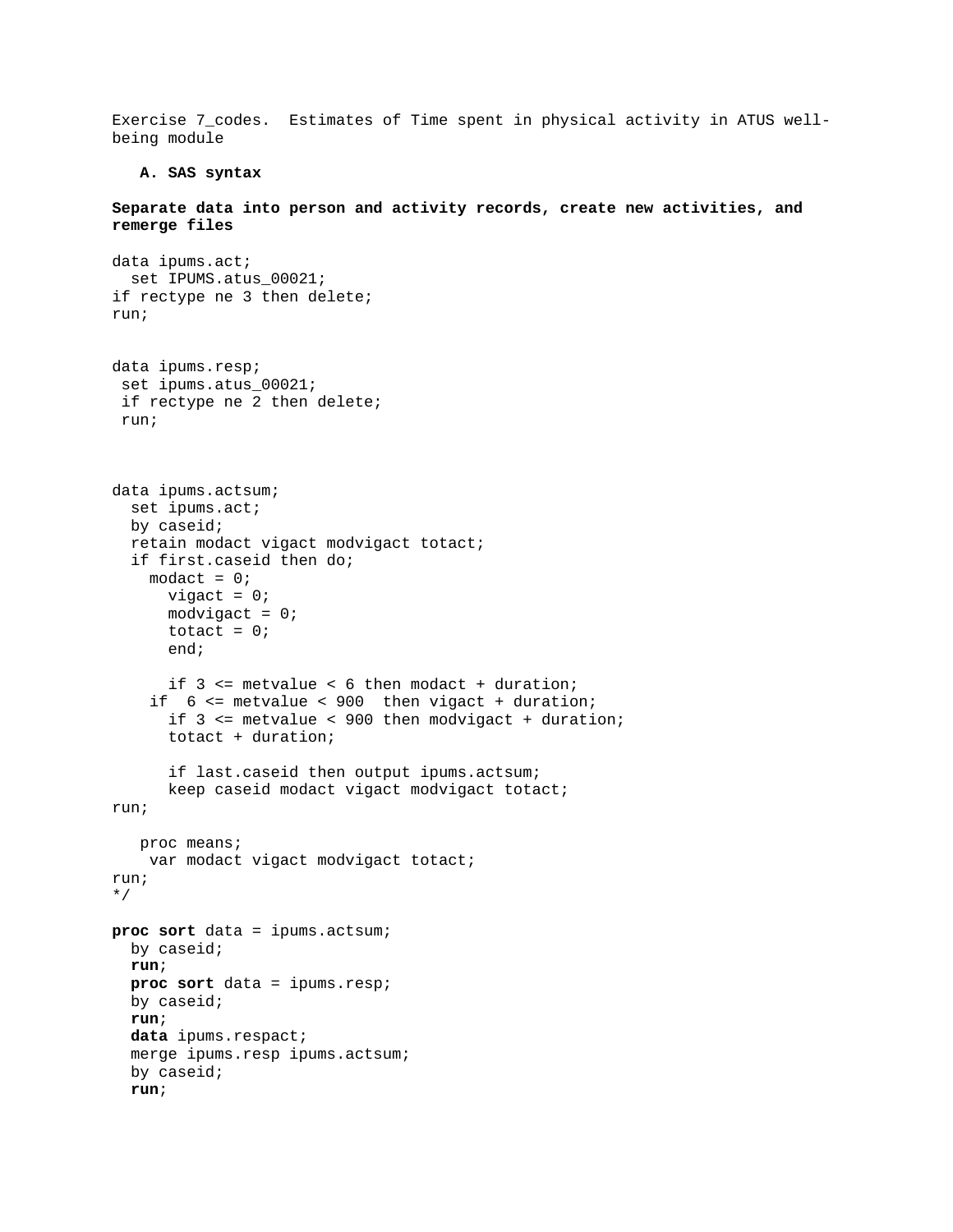Exercise 7_codes. Estimates of Time spent in physical activity in ATUS well-being module

**A. SAS syntax**

**Separate data into person and activity records, create new activities, and remerge files**

```
data ipums.act;
  set IPUMS.atus_00021;
if rectype ne 3 then delete;
run;


data ipums.resp;
 set ipums.atus_00021;
 if rectype ne 2 then delete;
 run;



data ipums.actsum;
  set ipums.act;
  by caseid;
  retain modact vigact modvigact totact;
  if first.caseid then do;
    modact = 0;
      vigact = 0;
      modvigact = 0;
      totact = 0;
      end;

      if 3 <= metvalue < 6 then modact + duration;
    if  6 <= metvalue < 900  then vigact + duration;
      if 3 <= metvalue < 900 then modvigact + duration;
      totact + duration;

      if last.caseid then output ipums.actsum;
      keep caseid modact vigact modvigact totact;
run;

   proc means;
    var modact vigact modvigact totact;
run;
*/

proc sort data = ipums.actsum;
  by caseid;
  run;
  proc sort data = ipums.resp;
  by caseid;
  run;
  data ipums.respact;
  merge ipums.resp ipums.actsum;
  by caseid;
  run;
```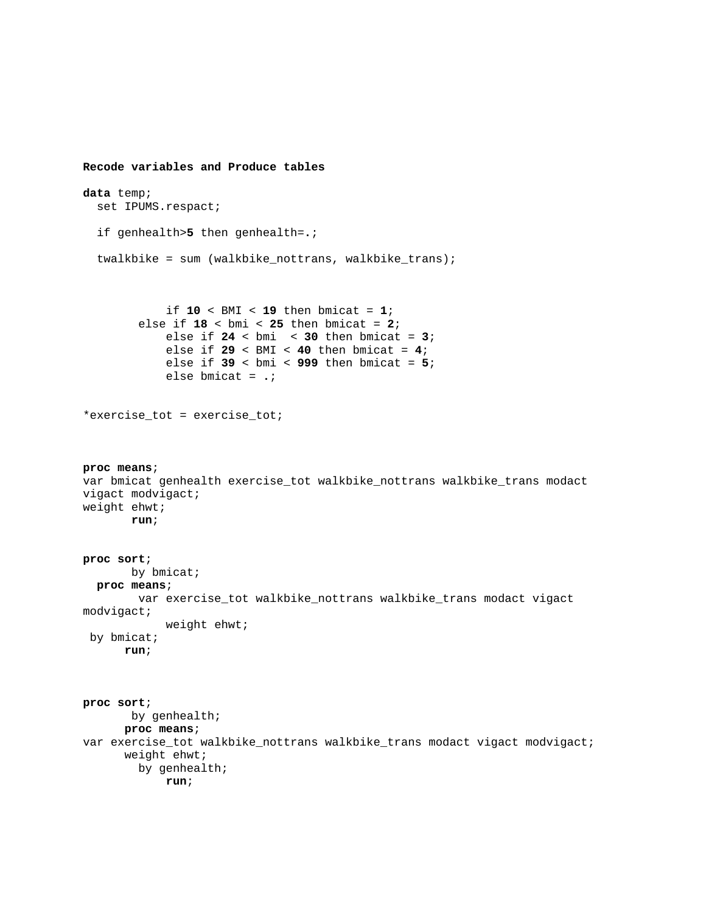**Recode variables and Produce tables**

```
data temp;
  set IPUMS.respact;

  if genhealth>5 then genhealth=.;

  twalkbike = sum (walkbike_nottrans, walkbike_trans);



            if 10 < BMI < 19 then bmicat = 1;
        else if 18 < bmi < 25 then bmicat = 2;
            else if 24 < bmi  < 30 then bmicat = 3;
            else if 29 < BMI < 40 then bmicat = 4;
            else if 39 < bmi < 999 then bmicat = 5;
            else bmicat = .;


*exercise_tot = exercise_tot;



proc means;
var bmicat genhealth exercise_tot walkbike_nottrans walkbike_trans modact
vigact modvigact;
weight ehwt;
       run;


proc sort;
       by bmicat;
  proc means;
        var exercise_tot walkbike_nottrans walkbike_trans modact vigact
modvigact;
            weight ehwt;
 by bmicat;
      run;



proc sort;
       by genhealth;
      proc means;
var exercise_tot walkbike_nottrans walkbike_trans modact vigact modvigact;
      weight ehwt;
        by genhealth;
            run;
```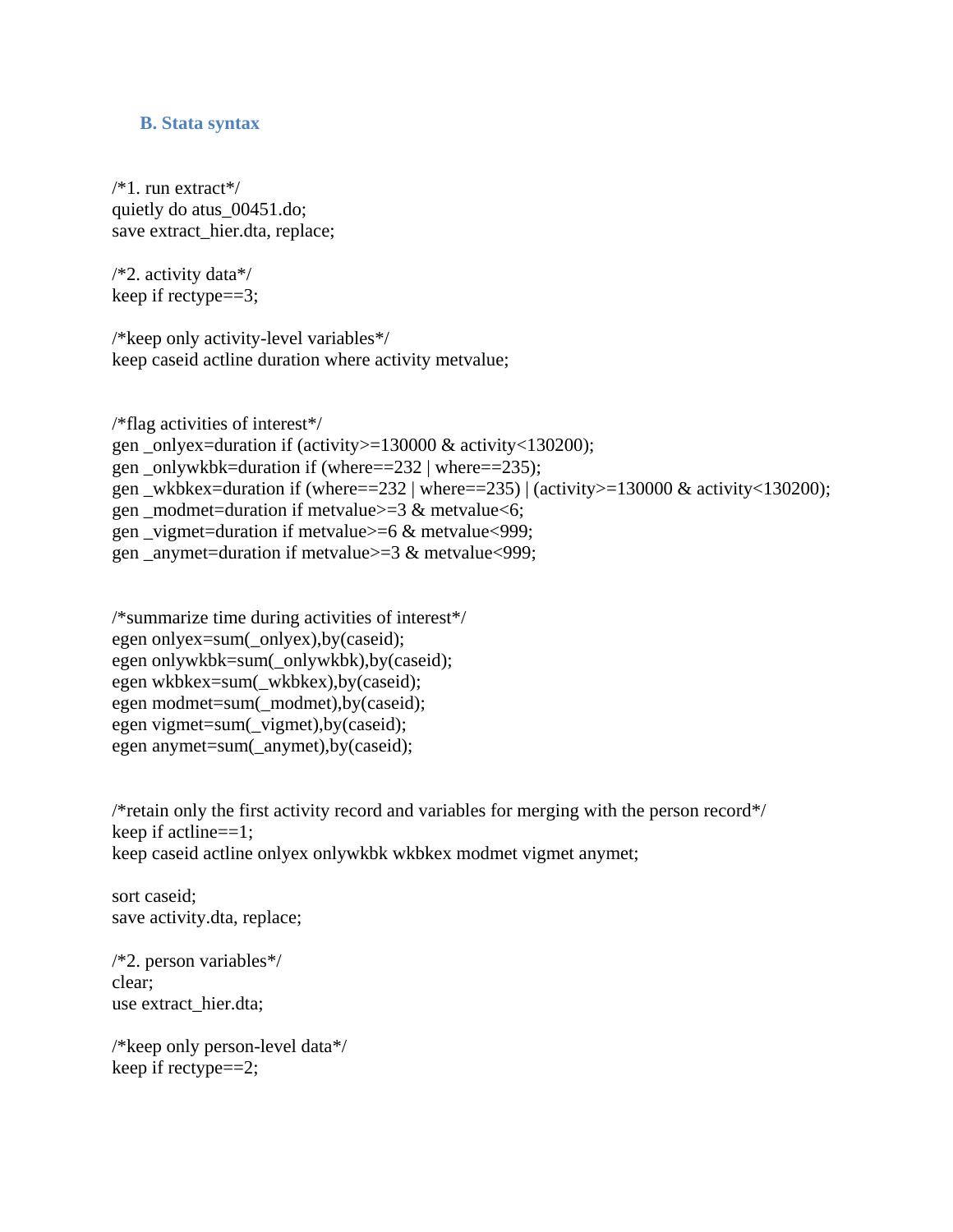### B. Stata syntax

```
/*1. run extract*/
quietly do atus_00451.do;
save extract_hier.dta, replace;

/*2. activity data*/
keep if rectype==3;

/*keep only activity-level variables*/
keep caseid actline duration where activity metvalue;


/*flag activities of interest*/
gen _onlyex=duration if (activity>=130000 & activity<130200);
gen _onlywkbk=duration if (where==232 | where==235);
gen _wkbkex=duration if (where==232 | where==235) | (activity>=130000 & activity<130200);
gen _modmet=duration if metvalue>=3 & metvalue<6;
gen _vigmet=duration if metvalue>=6 & metvalue<999;
gen _anymet=duration if metvalue>=3 & metvalue<999;


/*summarize time during activities of interest*/
egen onlyex=sum(_onlyex),by(caseid);
egen onlywkbk=sum(_onlywkbk),by(caseid);
egen wkbkex=sum(_wkbkex),by(caseid);
egen modmet=sum(_modmet),by(caseid);
egen vigmet=sum(_vigmet),by(caseid);
egen anymet=sum(_anymet),by(caseid);


/*retain only the first activity record and variables for merging with the person record*/
keep if actline==1;
keep caseid actline onlyex onlywkbk wkbkex modmet vigmet anymet;

sort caseid;
save activity.dta, replace;

/*2. person variables*/
clear;
use extract_hier.dta;

/*keep only person-level data*/
keep if rectype==2;
```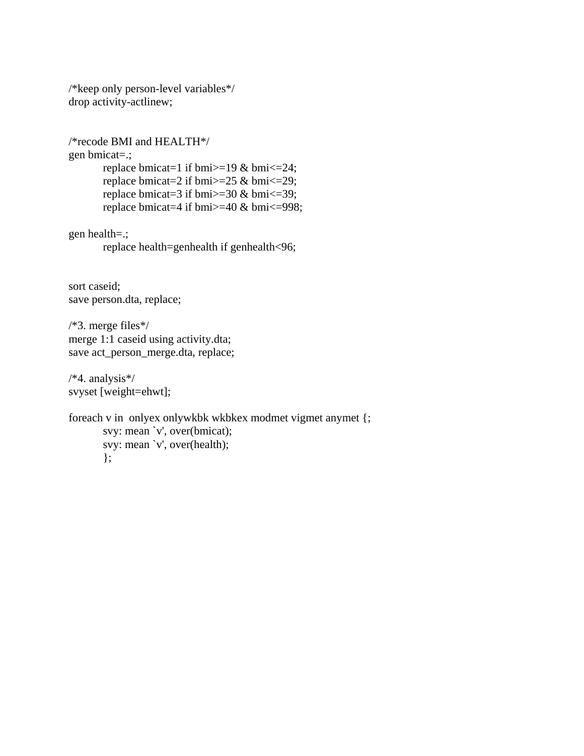```
/*keep only person-level variables*/
drop activity-actlinew;


/*recode BMI and HEALTH*/
gen bmicat=.;
	replace bmicat=1 if bmi>=19 & bmi<=24;
	replace bmicat=2 if bmi>=25 & bmi<=29;
	replace bmicat=3 if bmi>=30 & bmi<=39;
	replace bmicat=4 if bmi>=40 & bmi<=998;

gen health=.;
	replace health=genhealth if genhealth<96;


sort caseid;
save person.dta, replace;

/*3. merge files*/
merge 1:1 caseid using activity.dta;
save act_person_merge.dta, replace;

/*4. analysis*/
svyset [weight=ehwt];

foreach v in  onlyex onlywkbk wkbkex modmet vigmet anymet {;
	svy: mean `v', over(bmicat);
	svy: mean `v', over(health);
	};
```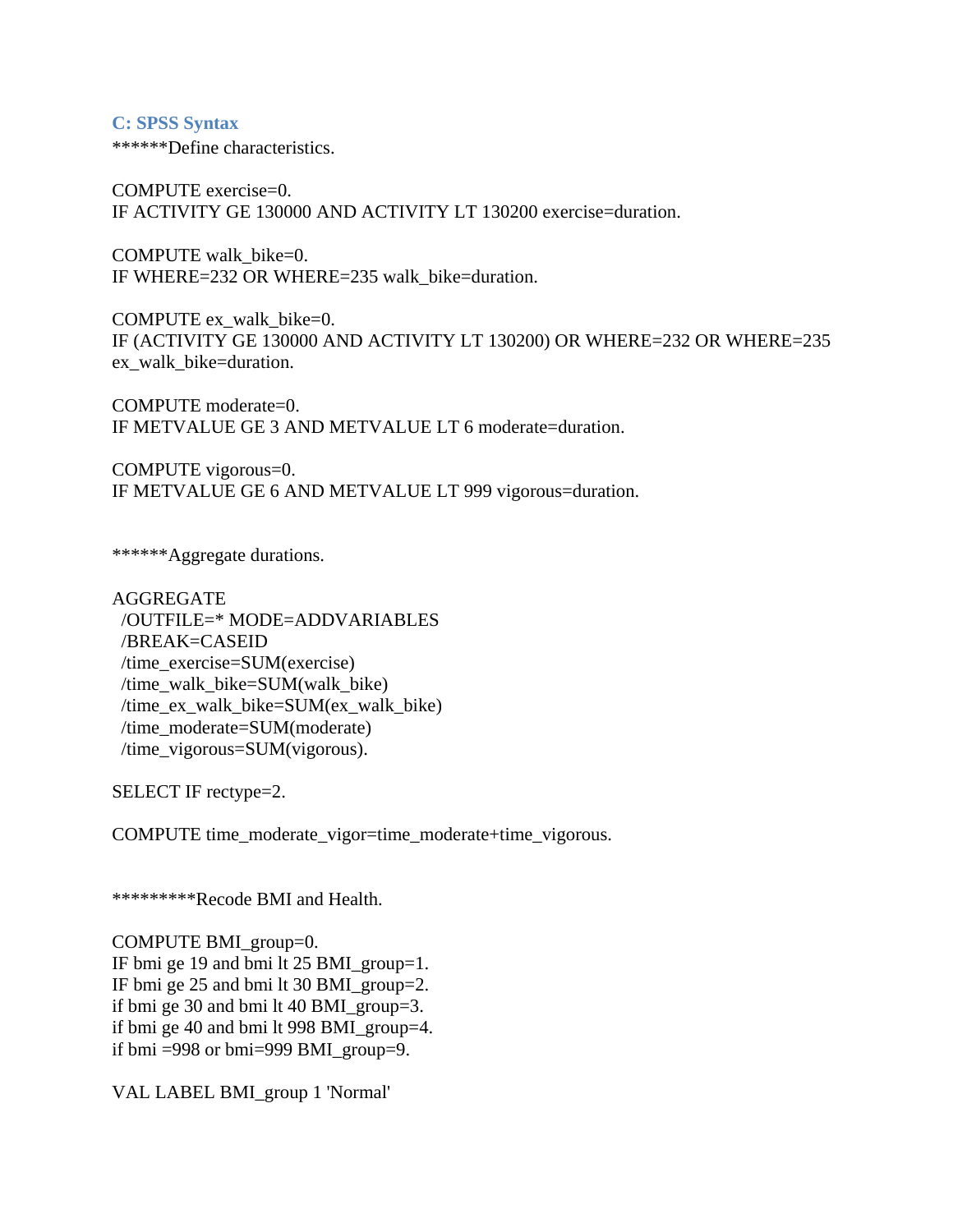### C: SPSS Syntax

```
******Define characteristics.

COMPUTE exercise=0.
IF ACTIVITY GE 130000 AND ACTIVITY LT 130200 exercise=duration.

COMPUTE walk_bike=0.
IF WHERE=232 OR WHERE=235 walk_bike=duration.

COMPUTE ex_walk_bike=0.
IF (ACTIVITY GE 130000 AND ACTIVITY LT 130200) OR WHERE=232 OR WHERE=235
ex_walk_bike=duration.

COMPUTE moderate=0.
IF METVALUE GE 3 AND METVALUE LT 6 moderate=duration.

COMPUTE vigorous=0.
IF METVALUE GE 6 AND METVALUE LT 999 vigorous=duration.


******Aggregate durations.

AGGREGATE
  /OUTFILE=* MODE=ADDVARIABLES
  /BREAK=CASEID
  /time_exercise=SUM(exercise)
  /time_walk_bike=SUM(walk_bike)
  /time_ex_walk_bike=SUM(ex_walk_bike)
  /time_moderate=SUM(moderate)
  /time_vigorous=SUM(vigorous).

SELECT IF rectype=2.

COMPUTE time_moderate_vigor=time_moderate+time_vigorous.


*********Recode BMI and Health.

COMPUTE BMI_group=0.
IF bmi ge 19 and bmi lt 25 BMI_group=1.
IF bmi ge 25 and bmi lt 30 BMI_group=2.
if bmi ge 30 and bmi lt 40 BMI_group=3.
if bmi ge 40 and bmi lt 998 BMI_group=4.
if bmi =998 or bmi=999 BMI_group=9.

VAL LABEL BMI_group 1 'Normal'
```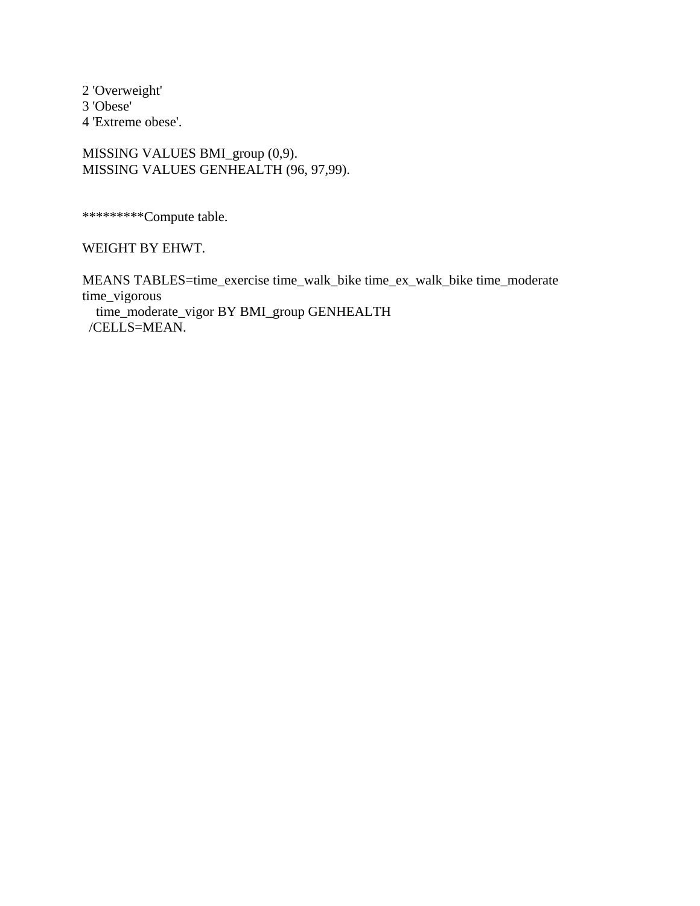```
2 'Overweight'
3 'Obese'
4 'Extreme obese'.

MISSING VALUES BMI_group (0,9).
MISSING VALUES GENHEALTH (96, 97,99).


*********Compute table.

WEIGHT BY EHWT.

MEANS TABLES=time_exercise time_walk_bike time_ex_walk_bike time_moderate
time_vigorous
    time_moderate_vigor BY BMI_group GENHEALTH
  /CELLS=MEAN.
```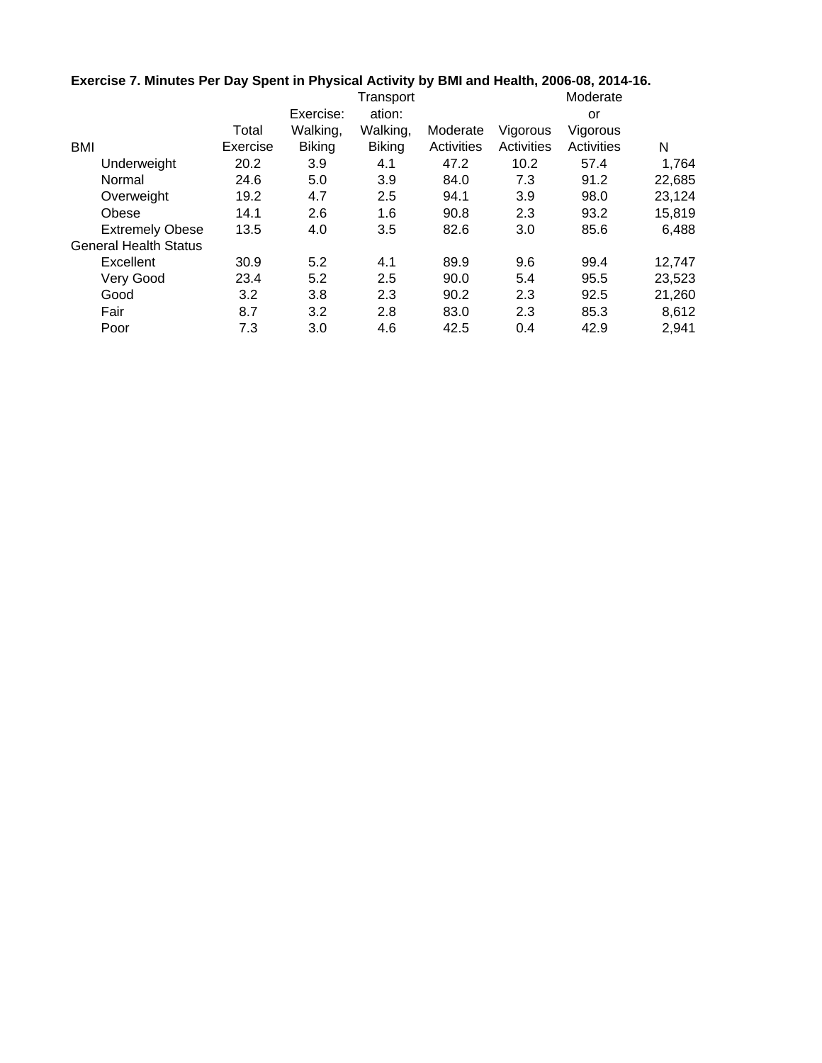**Exercise 7. Minutes Per Day Spent in Physical Activity by BMI and Health, 2006-08, 2014-16.**

| BMI | Total Exercise | Exercise: Walking, Biking | Transportation: Walking, Biking | Moderate Activities | Vigorous Activities | Moderate or Vigorous Activities | N |
|---|---|---|---|---|---|---|---|
| Underweight | 20.2 | 3.9 | 4.1 | 47.2 | 10.2 | 57.4 | 1,764 |
| Normal | 24.6 | 5.0 | 3.9 | 84.0 | 7.3 | 91.2 | 22,685 |
| Overweight | 19.2 | 4.7 | 2.5 | 94.1 | 3.9 | 98.0 | 23,124 |
| Obese | 14.1 | 2.6 | 1.6 | 90.8 | 2.3 | 93.2 | 15,819 |
| Extremely Obese | 13.5 | 4.0 | 3.5 | 82.6 | 3.0 | 85.6 | 6,488 |
| General Health Status | | | | | | | |
| Excellent | 30.9 | 5.2 | 4.1 | 89.9 | 9.6 | 99.4 | 12,747 |
| Very Good | 23.4 | 5.2 | 2.5 | 90.0 | 5.4 | 95.5 | 23,523 |
| Good | 3.2 | 3.8 | 2.3 | 90.2 | 2.3 | 92.5 | 21,260 |
| Fair | 8.7 | 3.2 | 2.8 | 83.0 | 2.3 | 85.3 | 8,612 |
| Poor | 7.3 | 3.0 | 4.6 | 42.5 | 0.4 | 42.9 | 2,941 |